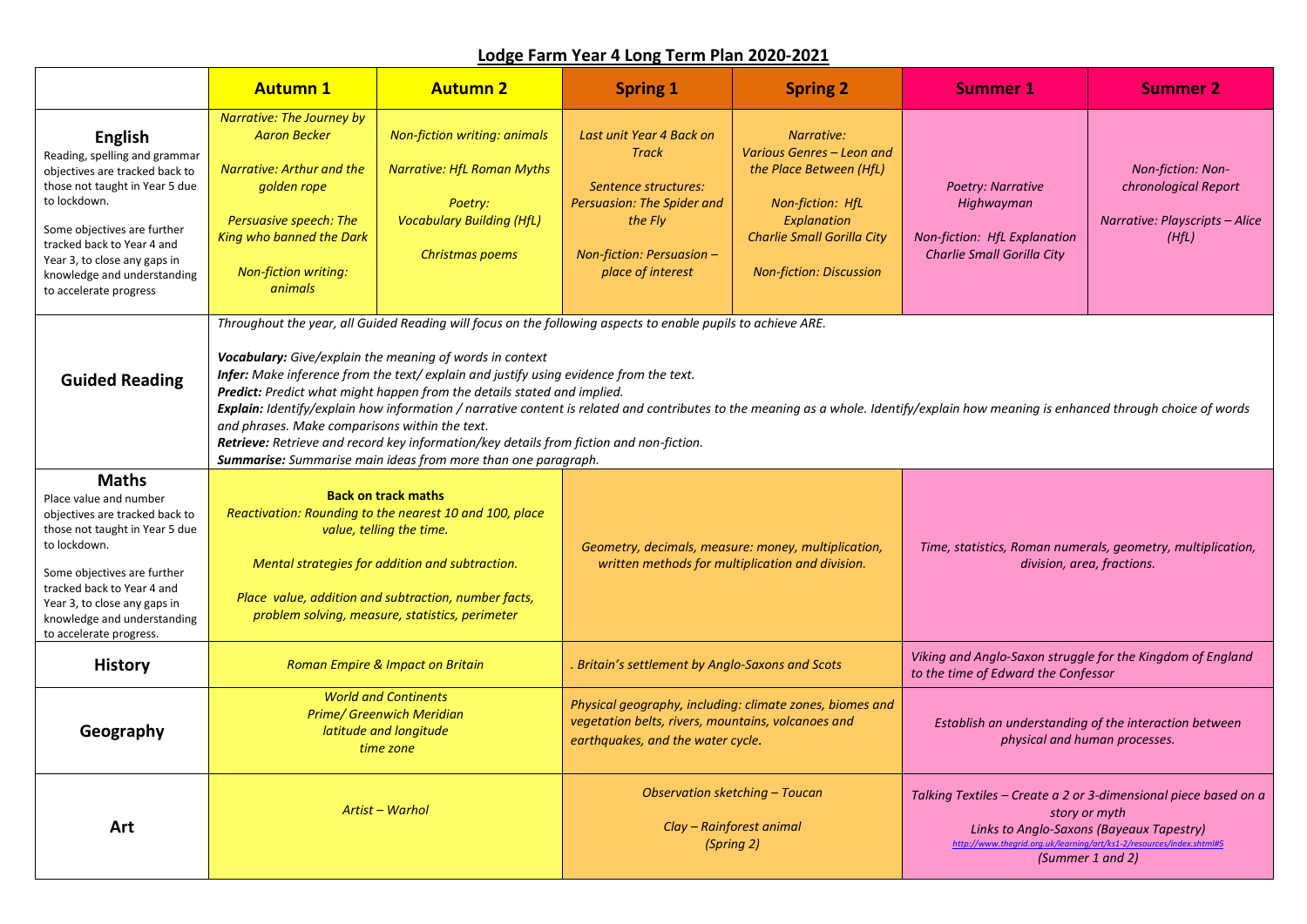# Lodge Farm Year 4 Long Term Plan 2020-2021

| | Autumn 1 | Autumn 2 | Spring 1 | Spring 2 | Summer 1 | Summer 2 |
|---|---|---|---|---|---|---|
| **English** Reading, spelling and grammar objectives are tracked back to those not taught in Year 5 due to lockdown. Some objectives are further tracked back to Year 4 and Year 3, to close any gaps in knowledge and understanding to accelerate progress | *Narrative: The Journey by Aaron Becker* *Narrative: Arthur and the golden rope* *Persuasive speech: The King who banned the Dark* *Non-fiction writing: animals* | *Non-fiction writing: animals* *Narrative: HfL Roman Myths* *Poetry: Vocabulary Building (HfL)* *Christmas poems* | *Last unit Year 4 Back on Track* *Sentence structures: Persuasion: The Spider and the Fly* *Non-fiction: Persuasion – place of interest* | *Narrative: Various Genres – Leon and the Place Between (HfL)* *Non-fiction: HfL Explanation Charlie Small Gorilla City* *Non-fiction: Discussion* | *Poetry: Narrative Highwayman* *Non-fiction: HfL Explanation Charlie Small Gorilla City* | *Non-fiction: Non-chronological Report* *Narrative: Playscripts – Alice (HfL)* |
| **Guided Reading** | *Throughout the year, all Guided Reading will focus on the following aspects to enable pupils to achieve ARE.* ***Vocabulary:*** *Give/explain the meaning of words in context* ***Infer:*** *Make inference from the text/ explain and justify using evidence from the text.* ***Predict:*** *Predict what might happen from the details stated and implied.* ***Explain:*** *Identify/explain how information / narrative content is related and contributes to the meaning as a whole. Identify/explain how meaning is enhanced through choice of words and phrases. Make comparisons within the text.* ***Retrieve:*** *Retrieve and record key information/key details from fiction and non-fiction.* ***Summarise:*** *Summarise main ideas from more than one paragraph.* | | | | | |
| **Maths** Place value and number objectives are tracked back to those not taught in Year 5 due to lockdown. Some objectives are further tracked back to Year 4 and Year 3, to close any gaps in knowledge and understanding to accelerate progress. | **Back on track maths** *Reactivation: Rounding to the nearest 10 and 100, place value, telling the time.* *Mental strategies for addition and subtraction.* *Place value, addition and subtraction, number facts, problem solving, measure, statistics, perimeter* | | *Geometry, decimals, measure: money, multiplication, written methods for multiplication and division.* | | *Time, statistics, Roman numerals, geometry, multiplication, division, area, fractions.* | |
| **History** | *Roman Empire & Impact on Britain* | | *. Britain's settlement by Anglo-Saxons and Scots* | | *Viking and Anglo-Saxon struggle for the Kingdom of England to the time of Edward the Confessor* | |
| **Geography** | *World and Continents* *Prime/ Greenwich Meridian* *latitude and longitude* *time zone* | | *Physical geography, including: climate zones, biomes and vegetation belts, rivers, mountains, volcanoes and earthquakes, and the water cycle.* | | *Establish an understanding of the interaction between physical and human processes.* | |
| **Art** | *Artist – Warhol* | | *Observation sketching – Toucan* *Clay – Rainforest animal (Spring 2)* | | *Talking Textiles – Create a 2 or 3-dimensional piece based on a story or myth* *Links to Anglo-Saxons (Bayeaux Tapestry)* *http://www.thegrid.org.uk/learning/art/ks1-2/resources/index.shtml#5* *(Summer 1 and 2)* | |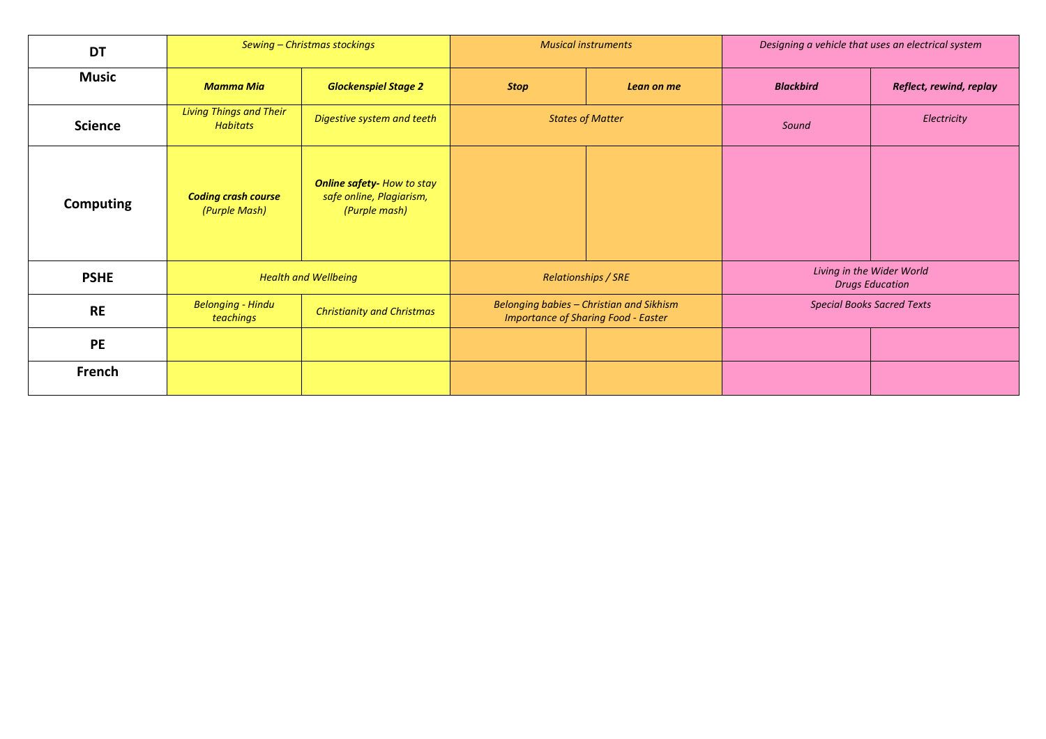| | | | | | | |
|---|---|---|---|---|---|---|
| **DT** | *Sewing – Christmas stockings* | | *Musical instruments* | | *Designing a vehicle that uses an electrical system* | |
| **Music** | ***Mamma Mia*** | ***Glockenspiel Stage 2*** | ***Stop*** | ***Lean on me*** | ***Blackbird*** | ***Reflect, rewind, replay*** |
| **Science** | *Living Things and Their Habitats* | *Digestive system and teeth* | *States of Matter* | | *Sound* | *Electricity* |
| **Computing** | ***Coding crash course*** *(Purple Mash)* | ***Online safety-*** *How to stay safe online, Plagiarism, (Purple mash)* | | | | |
| **PSHE** | *Health and Wellbeing* | | *Relationships / SRE* | | *Living in the Wider World Drugs Education* | |
| **RE** | *Belonging - Hindu teachings* | *Christianity and Christmas* | *Belonging babies – Christian and Sikhism Importance of Sharing Food - Easter* | | *Special Books Sacred Texts* | |
| **PE** | | | | | | |
| **French** | | | | | | |